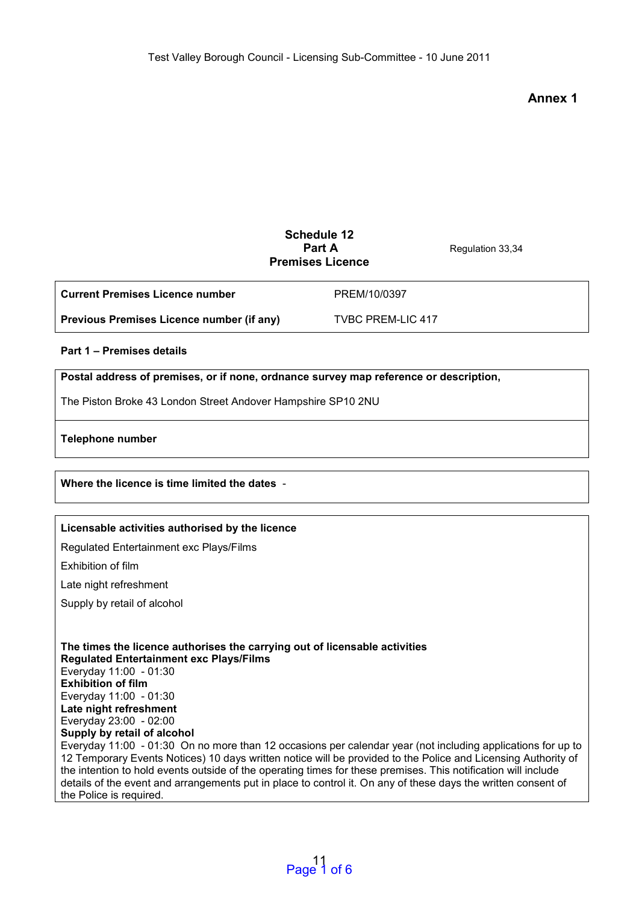**Annex 1**

**Schedule 12**
**Part A**
**Premises Licence**

Regulation 33,34

| | |
|---|---|
| **Current Premises Licence number** | PREM/10/0397 |
| **Previous Premises Licence number (if any)** | TVBC PREM-LIC 417 |

**Part 1 – Premises details**

**Postal address of premises, or if none, ordnance survey map reference or description,**

The Piston Broke 43 London Street Andover Hampshire SP10 2NU

**Telephone number**

**Where the licence is time limited the dates** -

**Licensable activities authorised by the licence**

Regulated Entertainment exc Plays/Films

Exhibition of film

Late night refreshment

Supply by retail of alcohol

**The times the licence authorises the carrying out of licensable activities**

**Regulated Entertainment exc Plays/Films**
Everyday 11:00 - 01:30

**Exhibition of film**
Everyday 11:00 - 01:30

**Late night refreshment**
Everyday 23:00 - 02:00

**Supply by retail of alcohol**
Everyday 11:00 - 01:30 On no more than 12 occasions per calendar year (not including applications for up to 12 Temporary Events Notices) 10 days written notice will be provided to the Police and Licensing Authority of the intention to hold events outside of the operating times for these premises. This notification will include details of the event and arrangements put in place to control it. On any of these days the written consent of the Police is required.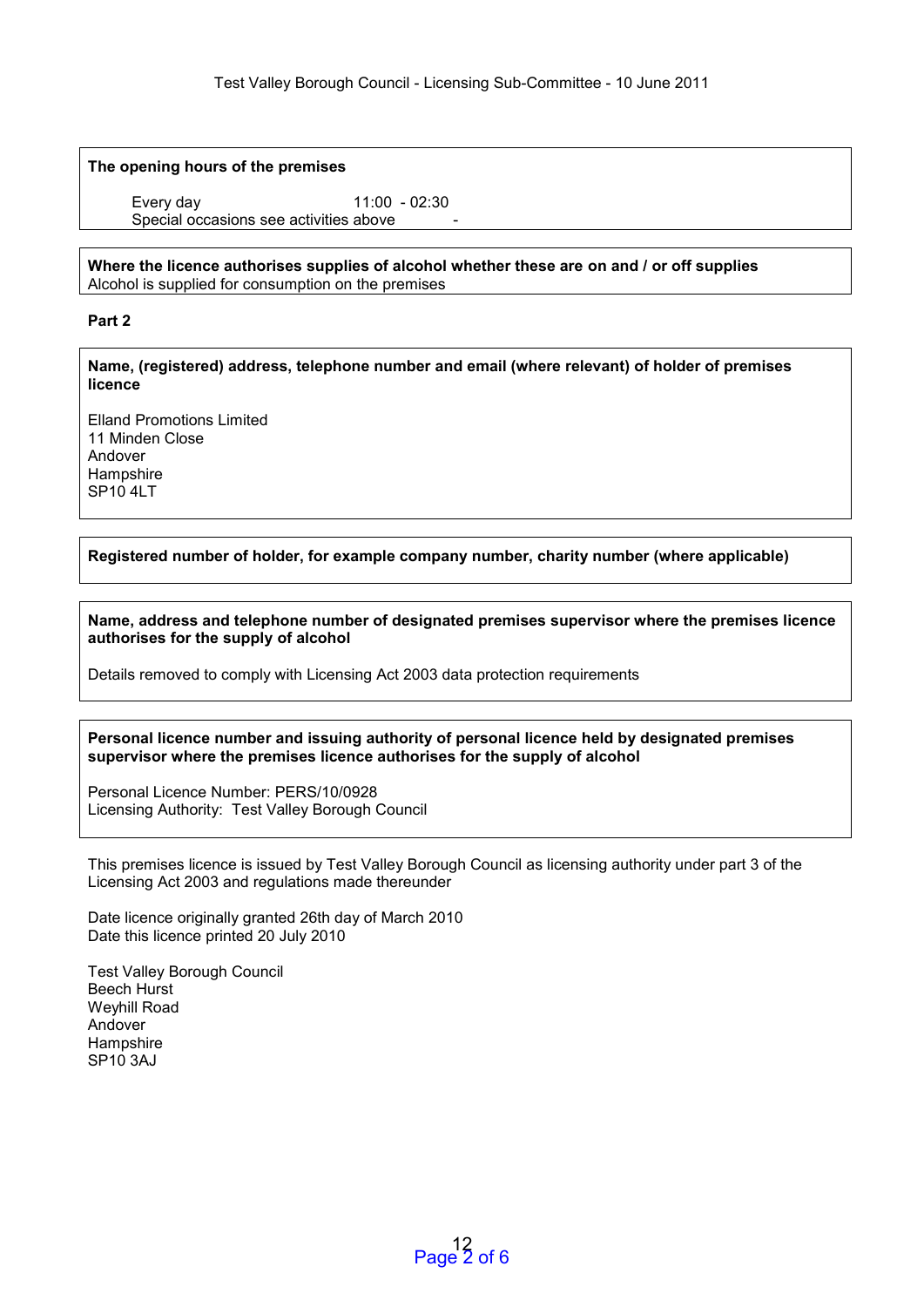**The opening hours of the premises**

Every day 11:00 - 02:30
Special occasions see activities above -

**Where the licence authorises supplies of alcohol whether these are on and / or off supplies**
Alcohol is supplied for consumption on the premises

**Part 2**

**Name, (registered) address, telephone number and email (where relevant) of holder of premises licence**

Elland Promotions Limited
11 Minden Close
Andover
Hampshire
SP10 4LT

**Registered number of holder, for example company number, charity number (where applicable)**

**Name, address and telephone number of designated premises supervisor where the premises licence authorises for the supply of alcohol**

Details removed to comply with Licensing Act 2003 data protection requirements

**Personal licence number and issuing authority of personal licence held by designated premises supervisor where the premises licence authorises for the supply of alcohol**

Personal Licence Number: PERS/10/0928
Licensing Authority: Test Valley Borough Council

This premises licence is issued by Test Valley Borough Council as licensing authority under part 3 of the Licensing Act 2003 and regulations made thereunder

Date licence originally granted 26th day of March 2010
Date this licence printed 20 July 2010

Test Valley Borough Council
Beech Hurst
Weyhill Road
Andover
Hampshire
SP10 3AJ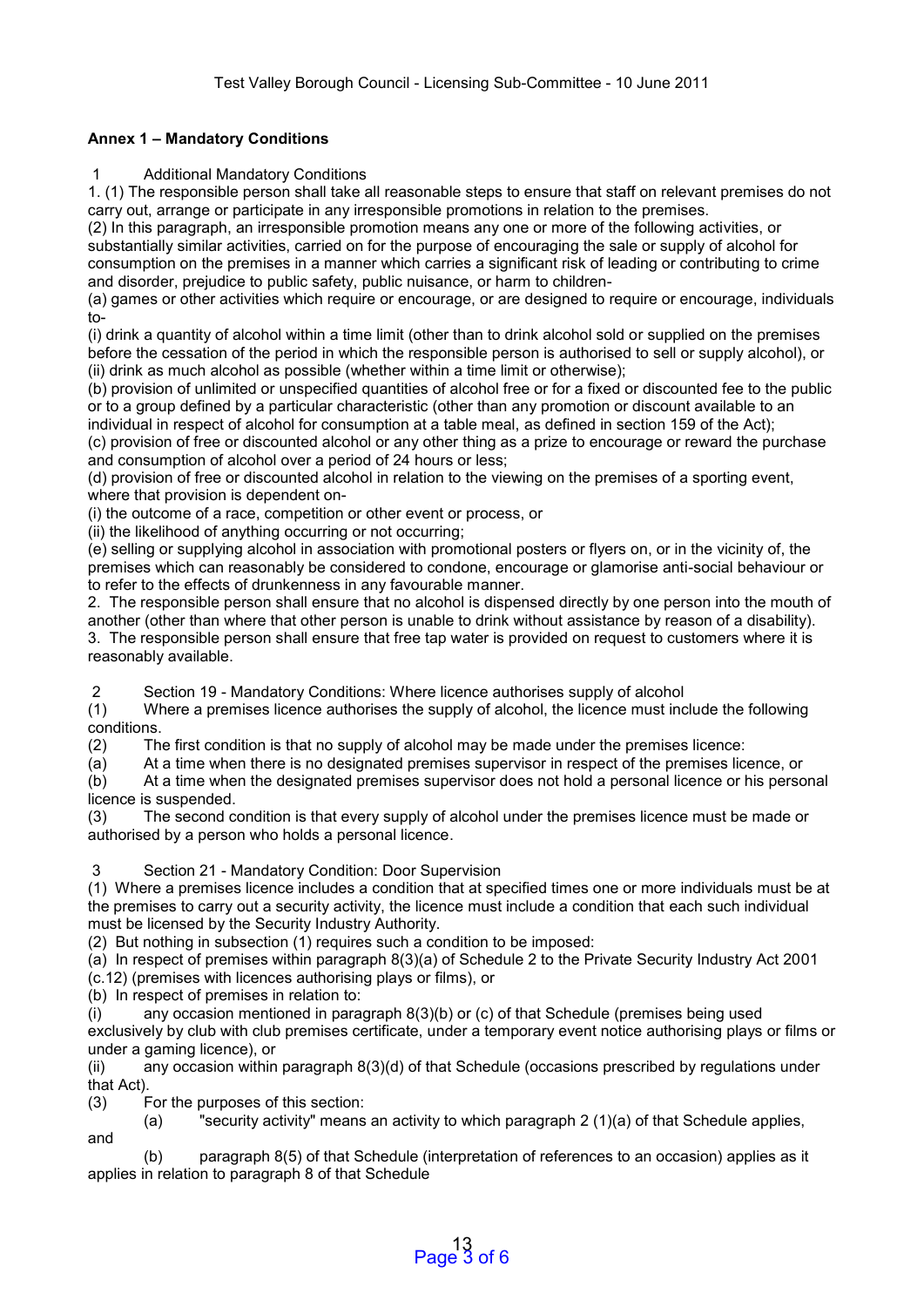**Annex 1 – Mandatory Conditions**

1 Additional Mandatory Conditions

1. (1) The responsible person shall take all reasonable steps to ensure that staff on relevant premises do not carry out, arrange or participate in any irresponsible promotions in relation to the premises.

(2) In this paragraph, an irresponsible promotion means any one or more of the following activities, or substantially similar activities, carried on for the purpose of encouraging the sale or supply of alcohol for consumption on the premises in a manner which carries a significant risk of leading or contributing to crime and disorder, prejudice to public safety, public nuisance, or harm to children-

(a) games or other activities which require or encourage, or are designed to require or encourage, individuals to-

(i) drink a quantity of alcohol within a time limit (other than to drink alcohol sold or supplied on the premises before the cessation of the period in which the responsible person is authorised to sell or supply alcohol), or

(ii) drink as much alcohol as possible (whether within a time limit or otherwise);

(b) provision of unlimited or unspecified quantities of alcohol free or for a fixed or discounted fee to the public or to a group defined by a particular characteristic (other than any promotion or discount available to an individual in respect of alcohol for consumption at a table meal, as defined in section 159 of the Act);

(c) provision of free or discounted alcohol or any other thing as a prize to encourage or reward the purchase and consumption of alcohol over a period of 24 hours or less;

(d) provision of free or discounted alcohol in relation to the viewing on the premises of a sporting event, where that provision is dependent on-

(i) the outcome of a race, competition or other event or process, or

(ii) the likelihood of anything occurring or not occurring;

(e) selling or supplying alcohol in association with promotional posters or flyers on, or in the vicinity of, the premises which can reasonably be considered to condone, encourage or glamorise anti-social behaviour or to refer to the effects of drunkenness in any favourable manner.

2. The responsible person shall ensure that no alcohol is dispensed directly by one person into the mouth of another (other than where that other person is unable to drink without assistance by reason of a disability).

3. The responsible person shall ensure that free tap water is provided on request to customers where it is reasonably available.

2 Section 19 - Mandatory Conditions: Where licence authorises supply of alcohol

(1) Where a premises licence authorises the supply of alcohol, the licence must include the following conditions.

(2) The first condition is that no supply of alcohol may be made under the premises licence:

(a) At a time when there is no designated premises supervisor in respect of the premises licence, or

(b) At a time when the designated premises supervisor does not hold a personal licence or his personal licence is suspended.

(3) The second condition is that every supply of alcohol under the premises licence must be made or authorised by a person who holds a personal licence.

3 Section 21 - Mandatory Condition: Door Supervision

(1) Where a premises licence includes a condition that at specified times one or more individuals must be at the premises to carry out a security activity, the licence must include a condition that each such individual must be licensed by the Security Industry Authority.

(2) But nothing in subsection (1) requires such a condition to be imposed:

(a) In respect of premises within paragraph 8(3)(a) of Schedule 2 to the Private Security Industry Act 2001 (c.12) (premises with licences authorising plays or films), or

(b) In respect of premises in relation to:

(i) any occasion mentioned in paragraph 8(3)(b) or (c) of that Schedule (premises being used exclusively by club with club premises certificate, under a temporary event notice authorising plays or films or under a gaming licence), or

(ii) any occasion within paragraph 8(3)(d) of that Schedule (occasions prescribed by regulations under that Act).

(3) For the purposes of this section:

(a) "security activity" means an activity to which paragraph 2 (1)(a) of that Schedule applies, and

(b) paragraph 8(5) of that Schedule (interpretation of references to an occasion) applies as it applies in relation to paragraph 8 of that Schedule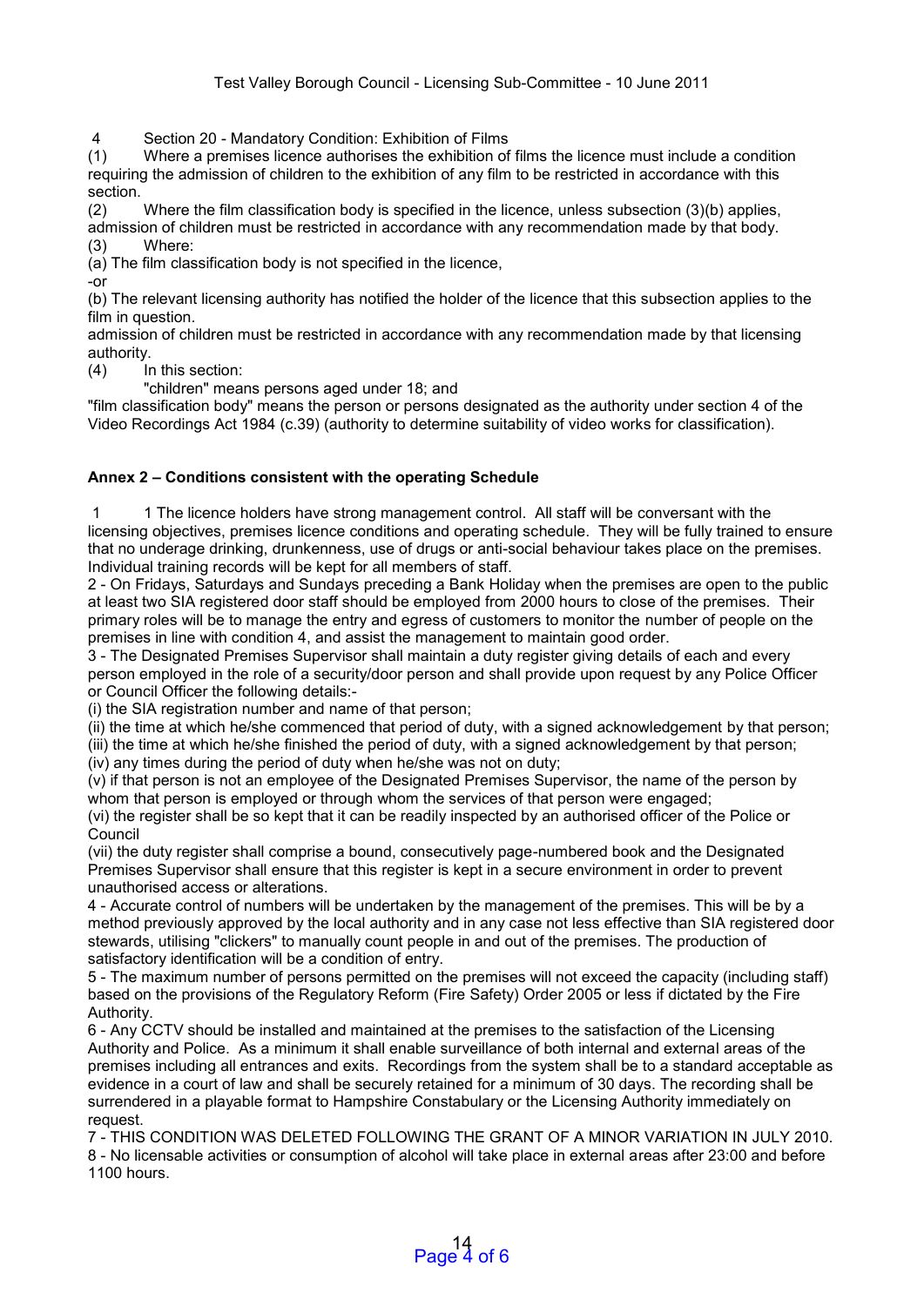4 Section 20 - Mandatory Condition: Exhibition of Films

(1) Where a premises licence authorises the exhibition of films the licence must include a condition requiring the admission of children to the exhibition of any film to be restricted in accordance with this section.

(2) Where the film classification body is specified in the licence, unless subsection (3)(b) applies, admission of children must be restricted in accordance with any recommendation made by that body.

(3) Where:

(a) The film classification body is not specified in the licence,

-or

(b) The relevant licensing authority has notified the holder of the licence that this subsection applies to the film in question.

admission of children must be restricted in accordance with any recommendation made by that licensing authority.

(4) In this section:

"children" means persons aged under 18; and

"film classification body" means the person or persons designated as the authority under section 4 of the Video Recordings Act 1984 (c.39) (authority to determine suitability of video works for classification).

**Annex 2 – Conditions consistent with the operating Schedule**

1 1 The licence holders have strong management control. All staff will be conversant with the licensing objectives, premises licence conditions and operating schedule. They will be fully trained to ensure that no underage drinking, drunkenness, use of drugs or anti-social behaviour takes place on the premises. Individual training records will be kept for all members of staff.

2 - On Fridays, Saturdays and Sundays preceding a Bank Holiday when the premises are open to the public at least two SIA registered door staff should be employed from 2000 hours to close of the premises. Their primary roles will be to manage the entry and egress of customers to monitor the number of people on the premises in line with condition 4, and assist the management to maintain good order.

3 - The Designated Premises Supervisor shall maintain a duty register giving details of each and every person employed in the role of a security/door person and shall provide upon request by any Police Officer or Council Officer the following details:-

(i) the SIA registration number and name of that person;

(ii) the time at which he/she commenced that period of duty, with a signed acknowledgement by that person;

(iii) the time at which he/she finished the period of duty, with a signed acknowledgement by that person;

(iv) any times during the period of duty when he/she was not on duty;

(v) if that person is not an employee of the Designated Premises Supervisor, the name of the person by whom that person is employed or through whom the services of that person were engaged;

(vi) the register shall be so kept that it can be readily inspected by an authorised officer of the Police or Council

(vii) the duty register shall comprise a bound, consecutively page-numbered book and the Designated Premises Supervisor shall ensure that this register is kept in a secure environment in order to prevent unauthorised access or alterations.

4 - Accurate control of numbers will be undertaken by the management of the premises. This will be by a method previously approved by the local authority and in any case not less effective than SIA registered door stewards, utilising "clickers" to manually count people in and out of the premises. The production of satisfactory identification will be a condition of entry.

5 - The maximum number of persons permitted on the premises will not exceed the capacity (including staff) based on the provisions of the Regulatory Reform (Fire Safety) Order 2005 or less if dictated by the Fire Authority.

6 - Any CCTV should be installed and maintained at the premises to the satisfaction of the Licensing Authority and Police. As a minimum it shall enable surveillance of both internal and external areas of the premises including all entrances and exits. Recordings from the system shall be to a standard acceptable as evidence in a court of law and shall be securely retained for a minimum of 30 days. The recording shall be surrendered in a playable format to Hampshire Constabulary or the Licensing Authority immediately on request.

7 - THIS CONDITION WAS DELETED FOLLOWING THE GRANT OF A MINOR VARIATION IN JULY 2010.

8 - No licensable activities or consumption of alcohol will take place in external areas after 23:00 and before 1100 hours.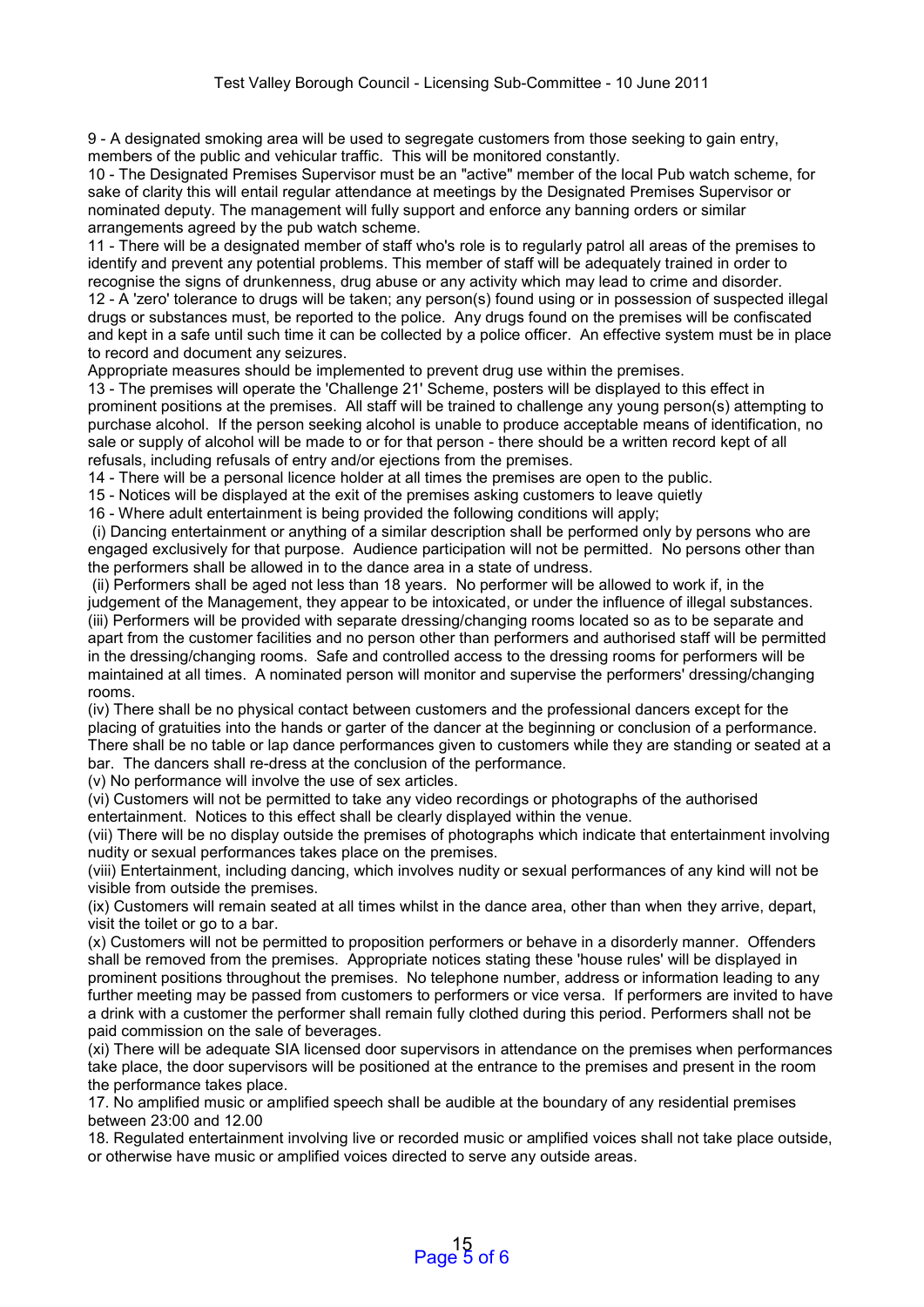9 - A designated smoking area will be used to segregate customers from those seeking to gain entry, members of the public and vehicular traffic. This will be monitored constantly.

10 - The Designated Premises Supervisor must be an "active" member of the local Pub watch scheme, for sake of clarity this will entail regular attendance at meetings by the Designated Premises Supervisor or nominated deputy. The management will fully support and enforce any banning orders or similar arrangements agreed by the pub watch scheme.

11 - There will be a designated member of staff who's role is to regularly patrol all areas of the premises to identify and prevent any potential problems. This member of staff will be adequately trained in order to recognise the signs of drunkenness, drug abuse or any activity which may lead to crime and disorder.

12 - A 'zero' tolerance to drugs will be taken; any person(s) found using or in possession of suspected illegal drugs or substances must, be reported to the police. Any drugs found on the premises will be confiscated and kept in a safe until such time it can be collected by a police officer. An effective system must be in place to record and document any seizures.

Appropriate measures should be implemented to prevent drug use within the premises.

13 - The premises will operate the 'Challenge 21' Scheme, posters will be displayed to this effect in prominent positions at the premises. All staff will be trained to challenge any young person(s) attempting to purchase alcohol. If the person seeking alcohol is unable to produce acceptable means of identification, no sale or supply of alcohol will be made to or for that person - there should be a written record kept of all refusals, including refusals of entry and/or ejections from the premises.

14 - There will be a personal licence holder at all times the premises are open to the public.

15 - Notices will be displayed at the exit of the premises asking customers to leave quietly

16 - Where adult entertainment is being provided the following conditions will apply;

(i) Dancing entertainment or anything of a similar description shall be performed only by persons who are engaged exclusively for that purpose. Audience participation will not be permitted. No persons other than the performers shall be allowed in to the dance area in a state of undress.

(ii) Performers shall be aged not less than 18 years. No performer will be allowed to work if, in the judgement of the Management, they appear to be intoxicated, or under the influence of illegal substances.

(iii) Performers will be provided with separate dressing/changing rooms located so as to be separate and apart from the customer facilities and no person other than performers and authorised staff will be permitted in the dressing/changing rooms. Safe and controlled access to the dressing rooms for performers will be maintained at all times. A nominated person will monitor and supervise the performers' dressing/changing rooms.

(iv) There shall be no physical contact between customers and the professional dancers except for the placing of gratuities into the hands or garter of the dancer at the beginning or conclusion of a performance. There shall be no table or lap dance performances given to customers while they are standing or seated at a bar. The dancers shall re-dress at the conclusion of the performance.

(v) No performance will involve the use of sex articles.

(vi) Customers will not be permitted to take any video recordings or photographs of the authorised entertainment. Notices to this effect shall be clearly displayed within the venue.

(vii) There will be no display outside the premises of photographs which indicate that entertainment involving nudity or sexual performances takes place on the premises.

(viii) Entertainment, including dancing, which involves nudity or sexual performances of any kind will not be visible from outside the premises.

(ix) Customers will remain seated at all times whilst in the dance area, other than when they arrive, depart, visit the toilet or go to a bar.

(x) Customers will not be permitted to proposition performers or behave in a disorderly manner. Offenders shall be removed from the premises. Appropriate notices stating these 'house rules' will be displayed in prominent positions throughout the premises. No telephone number, address or information leading to any further meeting may be passed from customers to performers or vice versa. If performers are invited to have a drink with a customer the performer shall remain fully clothed during this period. Performers shall not be paid commission on the sale of beverages.

(xi) There will be adequate SIA licensed door supervisors in attendance on the premises when performances take place, the door supervisors will be positioned at the entrance to the premises and present in the room the performance takes place.

17. No amplified music or amplified speech shall be audible at the boundary of any residential premises between 23:00 and 12.00

18. Regulated entertainment involving live or recorded music or amplified voices shall not take place outside, or otherwise have music or amplified voices directed to serve any outside areas.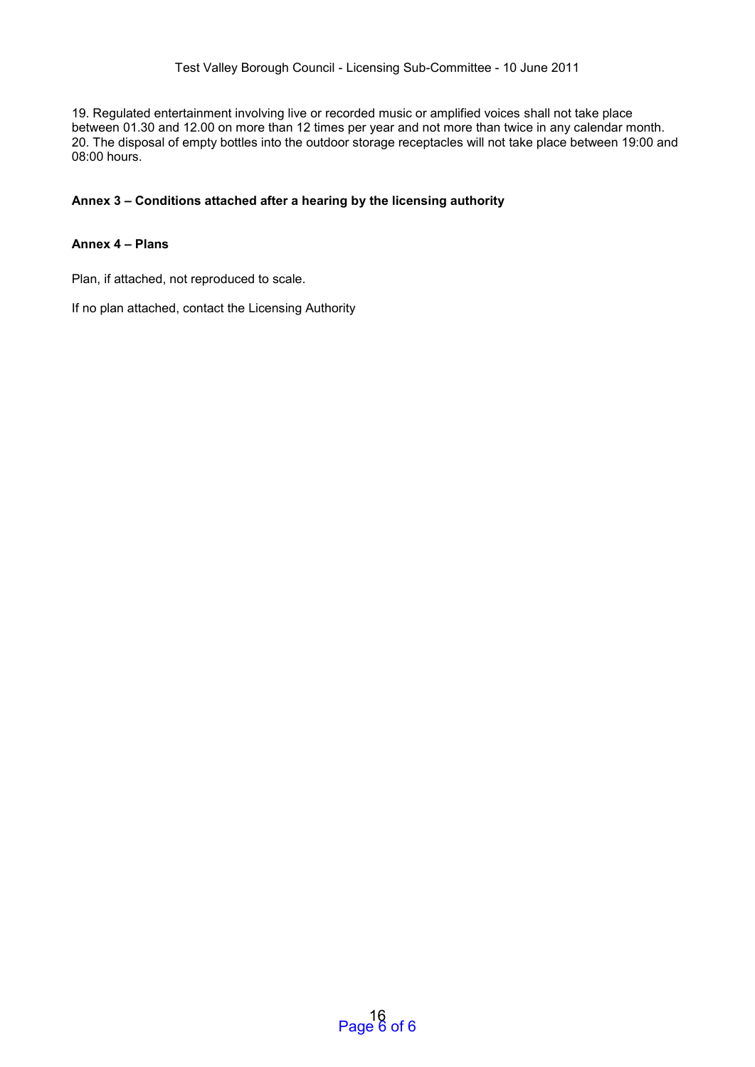19. Regulated entertainment involving live or recorded music or amplified voices shall not take place between 01.30 and 12.00 on more than 12 times per year and not more than twice in any calendar month.
20. The disposal of empty bottles into the outdoor storage receptacles will not take place between 19:00 and 08:00 hours.

**Annex 3 – Conditions attached after a hearing by the licensing authority**

**Annex 4 – Plans**

Plan, if attached, not reproduced to scale.

If no plan attached, contact the Licensing Authority